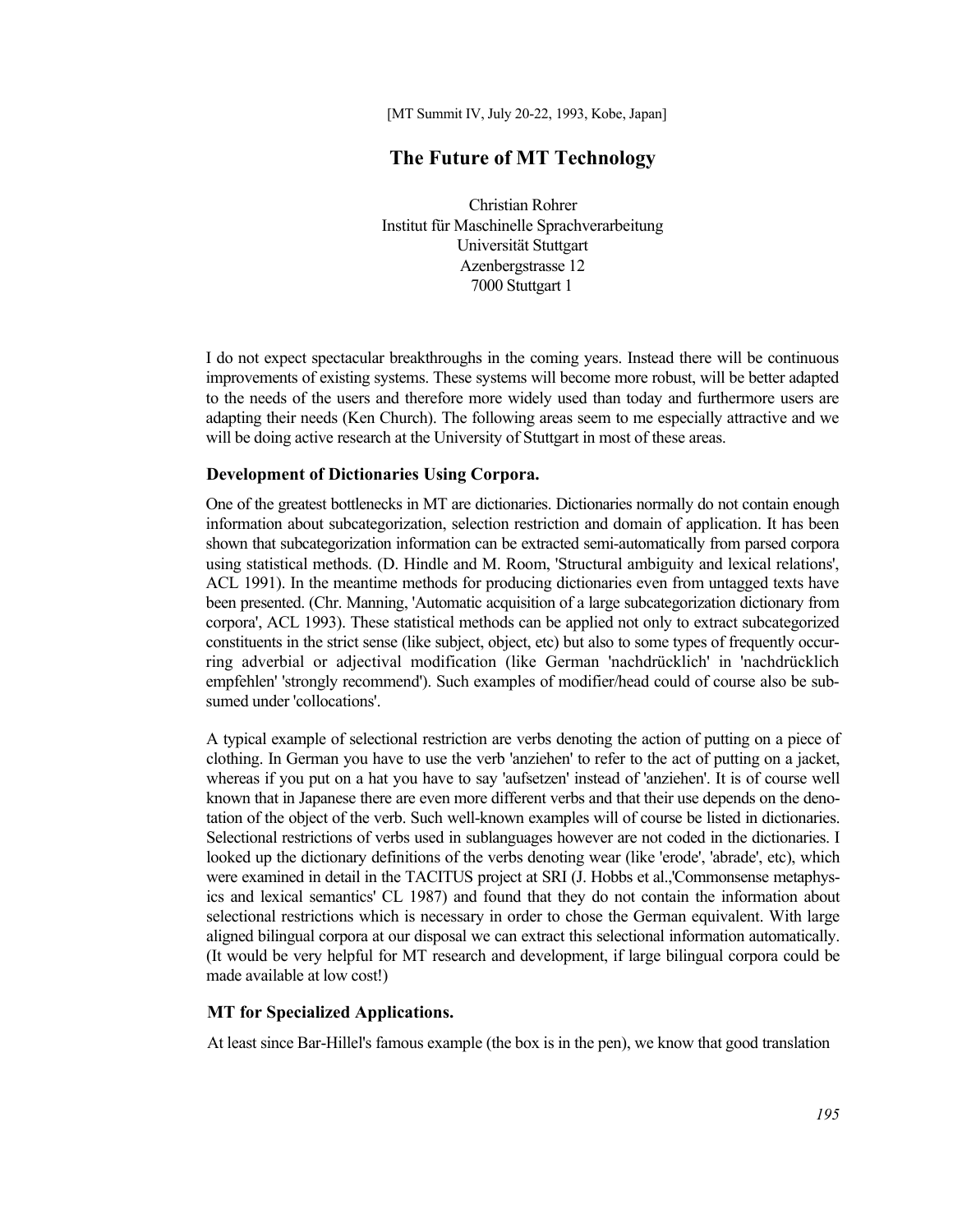[MT Summit IV, July 20-22, 1993, Kobe, Japan]

# The Future of MT Technology

Christian Rohrer
Institut für Maschinelle Sprachverarbeitung
Universität Stuttgart
Azenbergstrasse 12
7000 Stuttgart 1

I do not expect spectacular breakthroughs in the coming years. Instead there will be continuous improvements of existing systems. These systems will become more robust, will be better adapted to the needs of the users and therefore more widely used than today and furthermore users are adapting their needs (Ken Church). The following areas seem to me especially attractive and we will be doing active research at the University of Stuttgart in most of these areas.

### Development of Dictionaries Using Corpora.

One of the greatest bottlenecks in MT are dictionaries. Dictionaries normally do not contain enough information about subcategorization, selection restriction and domain of application. It has been shown that subcategorization information can be extracted semi-automatically from parsed corpora using statistical methods. (D. Hindle and M. Room, 'Structural ambiguity and lexical relations', ACL 1991). In the meantime methods for producing dictionaries even from untagged texts have been presented. (Chr. Manning, 'Automatic acquisition of a large subcategorization dictionary from corpora', ACL 1993). These statistical methods can be applied not only to extract subcategorized constituents in the strict sense (like subject, object, etc) but also to some types of frequently occurring adverbial or adjectival modification (like German 'nachdrücklich' in 'nachdrücklich empfehlen' 'strongly recommend'). Such examples of modifier/head could of course also be subsumed under 'collocations'.

A typical example of selectional restriction are verbs denoting the action of putting on a piece of clothing. In German you have to use the verb 'anziehen' to refer to the act of putting on a jacket, whereas if you put on a hat you have to say 'aufsetzen' instead of 'anziehen'. It is of course well known that in Japanese there are even more different verbs and that their use depends on the denotation of the object of the verb. Such well-known examples will of course be listed in dictionaries. Selectional restrictions of verbs used in sublanguages however are not coded in the dictionaries. I looked up the dictionary definitions of the verbs denoting wear (like 'erode', 'abrade', etc), which were examined in detail in the TACITUS project at SRI (J. Hobbs et al.,'Commonsense metaphysics and lexical semantics' CL 1987) and found that they do not contain the information about selectional restrictions which is necessary in order to chose the German equivalent. With large aligned bilingual corpora at our disposal we can extract this selectional information automatically. (It would be very helpful for MT research and development, if large bilingual corpora could be made available at low cost!)

### MT for Specialized Applications.

At least since Bar-Hillel's famous example (the box is in the pen), we know that good translation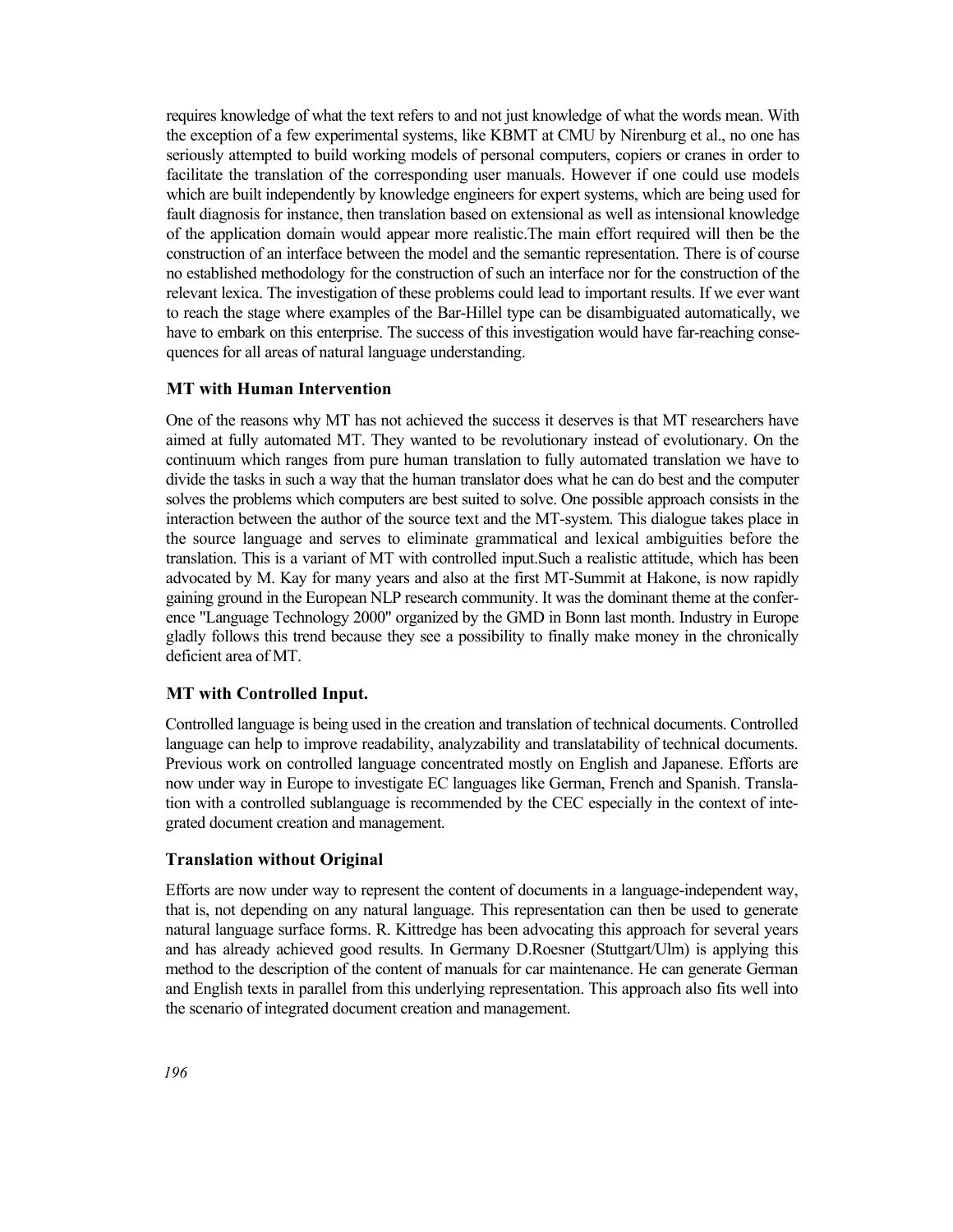requires knowledge of what the text refers to and not just knowledge of what the words mean. With the exception of a few experimental systems, like KBMT at CMU by Nirenburg et al., no one has seriously attempted to build working models of personal computers, copiers or cranes in order to facilitate the translation of the corresponding user manuals. However if one could use models which are built independently by knowledge engineers for expert systems, which are being used for fault diagnosis for instance, then translation based on extensional as well as intensional knowledge of the application domain would appear more realistic.The main effort required will then be the construction of an interface between the model and the semantic representation. There is of course no established methodology for the construction of such an interface nor for the construction of the relevant lexica. The investigation of these problems could lead to important results. If we ever want to reach the stage where examples of the Bar-Hillel type can be disambiguated automatically, we have to embark on this enterprise. The success of this investigation would have far-reaching consequences for all areas of natural language understanding.

### MT with Human Intervention

One of the reasons why MT has not achieved the success it deserves is that MT researchers have aimed at fully automated MT. They wanted to be revolutionary instead of evolutionary. On the continuum which ranges from pure human translation to fully automated translation we have to divide the tasks in such a way that the human translator does what he can do best and the computer solves the problems which computers are best suited to solve. One possible approach consists in the interaction between the author of the source text and the MT-system. This dialogue takes place in the source language and serves to eliminate grammatical and lexical ambiguities before the translation. This is a variant of MT with controlled input.Such a realistic attitude, which has been advocated by M. Kay for many years and also at the first MT-Summit at Hakone, is now rapidly gaining ground in the European NLP research community. It was the dominant theme at the conference "Language Technology 2000" organized by the GMD in Bonn last month. Industry in Europe gladly follows this trend because they see a possibility to finally make money in the chronically deficient area of MT.

### MT with Controlled Input.

Controlled language is being used in the creation and translation of technical documents. Controlled language can help to improve readability, analyzability and translatability of technical documents. Previous work on controlled language concentrated mostly on English and Japanese. Efforts are now under way in Europe to investigate EC languages like German, French and Spanish. Translation with a controlled sublanguage is recommended by the CEC especially in the context of integrated document creation and management.

### Translation without Original

Efforts are now under way to represent the content of documents in a language-independent way, that is, not depending on any natural language. This representation can then be used to generate natural language surface forms. R. Kittredge has been advocating this approach for several years and has already achieved good results. In Germany D.Roesner (Stuttgart/Ulm) is applying this method to the description of the content of manuals for car maintenance. He can generate German and English texts in parallel from this underlying representation. This approach also fits well into the scenario of integrated document creation and management.